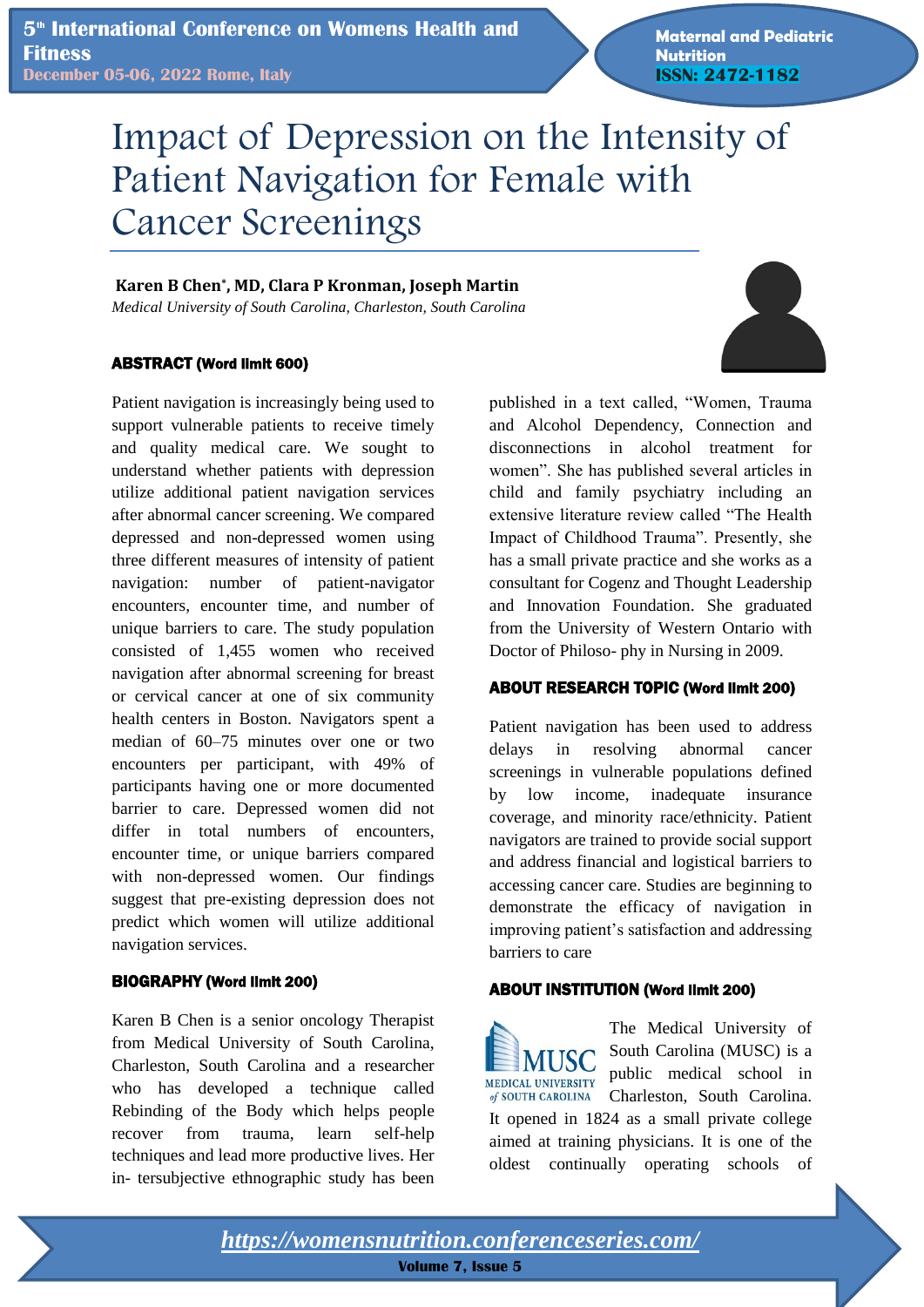# Impact of Depression on the Intensity of Patient Navigation for Female with Cancer Screenings

**Karen B Chen*, MD, Clara P Kronman, Joseph Martin**

*Medical University of South Carolina, Charleston, South Carolina*

### ABSTRACT (Word limit 600)

Patient navigation is increasingly being used to support vulnerable patients to receive timely and quality medical care. We sought to understand whether patients with depression utilize additional patient navigation services after abnormal cancer screening. We compared depressed and non-depressed women using three different measures of intensity of patient navigation: number of patient-navigator encounters, encounter time, and number of unique barriers to care. The study population consisted of 1,455 women who received navigation after abnormal screening for breast or cervical cancer at one of six community health centers in Boston. Navigators spent a median of 60–75 minutes over one or two encounters per participant, with 49% of participants having one or more documented barrier to care. Depressed women did not differ in total numbers of encounters, encounter time, or unique barriers compared with non-depressed women. Our findings suggest that pre-existing depression does not predict which women will utilize additional navigation services.

### BIOGRAPHY (Word limit 200)

Karen B Chen is a senior oncology Therapist from Medical University of South Carolina, Charleston, South Carolina and a researcher who has developed a technique called Rebinding of the Body which helps people recover from trauma, learn self-help techniques and lead more productive lives. Her in- tersubjective ethnographic study has been published in a text called, "Women, Trauma and Alcohol Dependency, Connection and disconnections in alcohol treatment for women". She has published several articles in child and family psychiatry including an extensive literature review called "The Health Impact of Childhood Trauma". Presently, she has a small private practice and she works as a consultant for Cogenz and Thought Leadership and Innovation Foundation. She graduated from the University of Western Ontario with Doctor of Philoso- phy in Nursing in 2009.

### ABOUT RESEARCH TOPIC (Word limit 200)

Patient navigation has been used to address delays in resolving abnormal cancer screenings in vulnerable populations defined by low income, inadequate insurance coverage, and minority race/ethnicity. Patient navigators are trained to provide social support and address financial and logistical barriers to accessing cancer care. Studies are beginning to demonstrate the efficacy of navigation in improving patient's satisfaction and addressing barriers to care

### ABOUT INSTITUTION (Word limit 200)

The Medical University of South Carolina (MUSC) is a public medical school in Charleston, South Carolina. It opened in 1824 as a small private college aimed at training physicians. It is one of the oldest continually operating schools of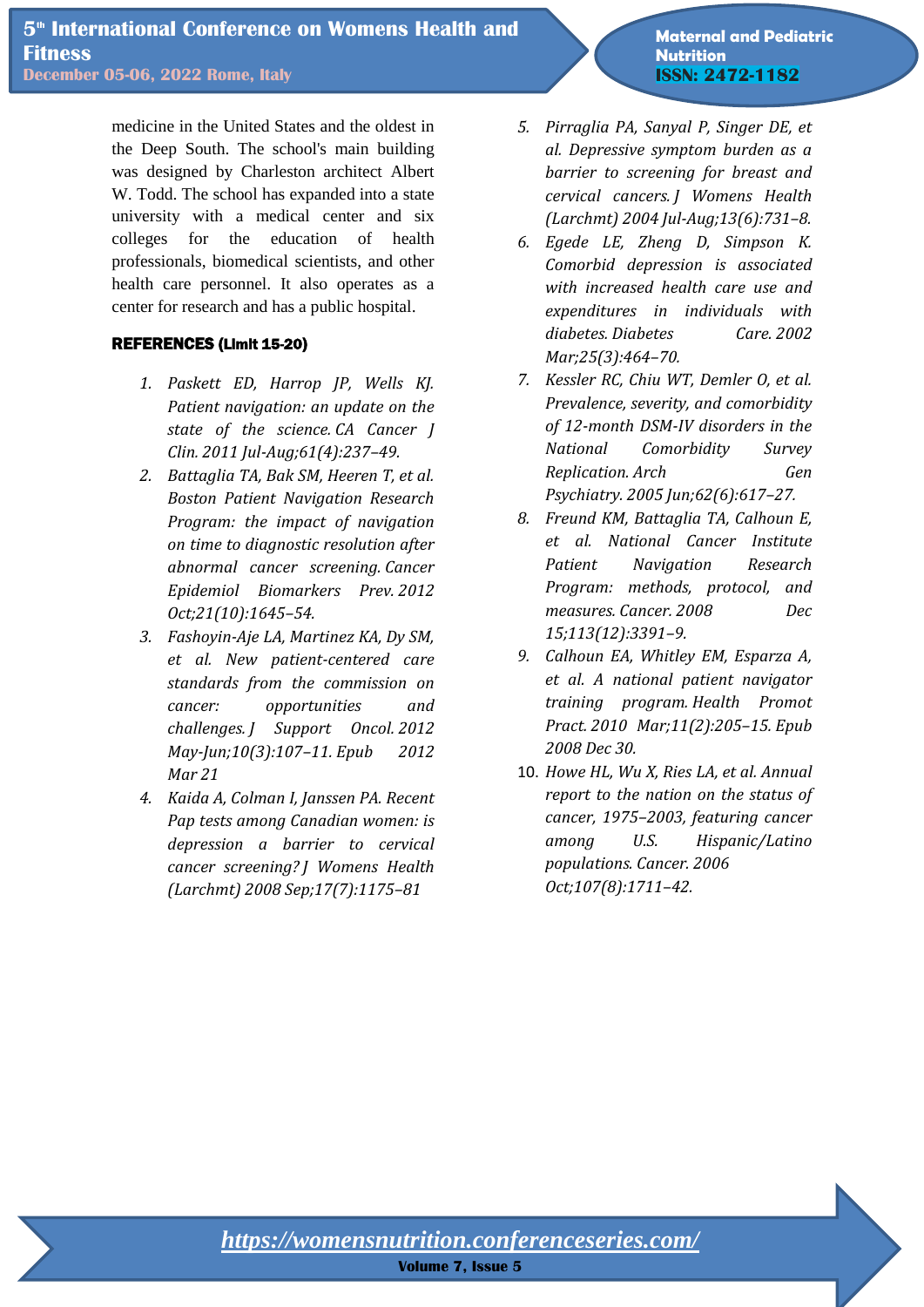medicine in the United States and the oldest in the Deep South. The school's main building was designed by Charleston architect Albert W. Todd. The school has expanded into a state university with a medical center and six colleges for the education of health professionals, biomedical scientists, and other health care personnel. It also operates as a center for research and has a public hospital.

**REFERENCES (Limit 15-20)**

1. *Paskett ED, Harrop JP, Wells KJ. Patient navigation: an update on the state of the science. CA Cancer J Clin. 2011 Jul-Aug;61(4):237–49.*
2. *Battaglia TA, Bak SM, Heeren T, et al. Boston Patient Navigation Research Program: the impact of navigation on time to diagnostic resolution after abnormal cancer screening. Cancer Epidemiol Biomarkers Prev. 2012 Oct;21(10):1645–54.*
3. *Fashoyin-Aje LA, Martinez KA, Dy SM, et al. New patient-centered care standards from the commission on cancer: opportunities and challenges. J Support Oncol. 2012 May-Jun;10(3):107–11. Epub 2012 Mar 21*
4. *Kaida A, Colman I, Janssen PA. Recent Pap tests among Canadian women: is depression a barrier to cervical cancer screening? J Womens Health (Larchmt) 2008 Sep;17(7):1175–81*
5. *Pirraglia PA, Sanyal P, Singer DE, et al. Depressive symptom burden as a barrier to screening for breast and cervical cancers. J Womens Health (Larchmt) 2004 Jul-Aug;13(6):731–8.*
6. *Egede LE, Zheng D, Simpson K. Comorbid depression is associated with increased health care use and expenditures in individuals with diabetes. Diabetes Care. 2002 Mar;25(3):464–70.*
7. *Kessler RC, Chiu WT, Demler O, et al. Prevalence, severity, and comorbidity of 12-month DSM-IV disorders in the National Comorbidity Survey Replication. Arch Gen Psychiatry. 2005 Jun;62(6):617–27.*
8. *Freund KM, Battaglia TA, Calhoun E, et al. National Cancer Institute Patient Navigation Research Program: methods, protocol, and measures. Cancer. 2008 Dec 15;113(12):3391–9.*
9. *Calhoun EA, Whitley EM, Esparza A, et al. A national patient navigator training program. Health Promot Pract. 2010 Mar;11(2):205–15. Epub 2008 Dec 30.*
10. *Howe HL, Wu X, Ries LA, et al. Annual report to the nation on the status of cancer, 1975–2003, featuring cancer among U.S. Hispanic/Latino populations. Cancer. 2006 Oct;107(8):1711–42.*